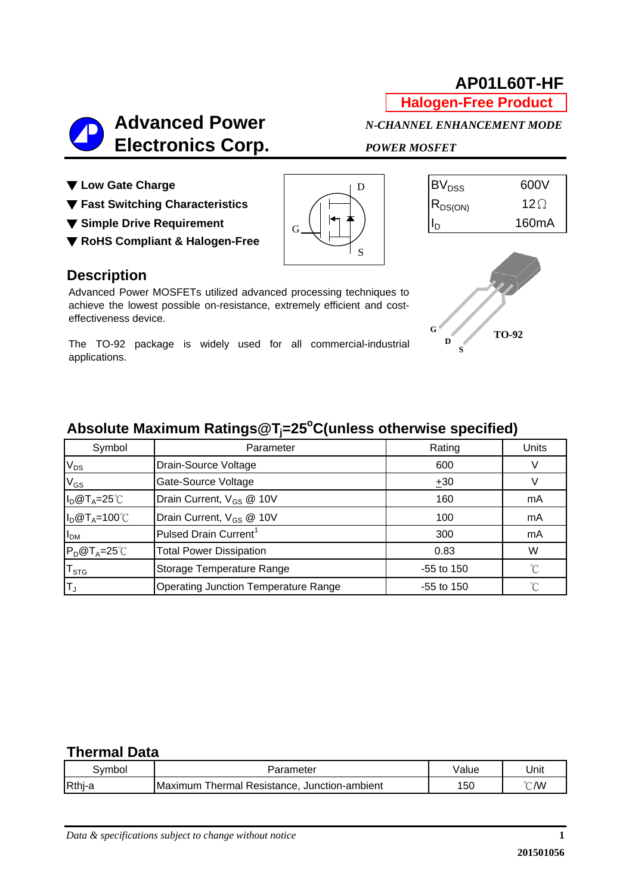# AP01L60T-HF

**Halogen-Free Product**

## Advanced Power Electronics Corp.

***N-CHANNEL ENHANCEMENT MODE POWER MOSFET***

- ▼ **Low Gate Charge**
- ▼ **Fast Switching Characteristics**
- ▼ **Simple Drive Requirement**
- ▼ **RoHS Compliant & Halogen-Free**

| | |
|---|---|
| $BV_{DSS}$ | 600V |
| $R_{DS(ON)}$ | 12Ω |
| $I_D$ | 160mA |

## Description

Advanced Power MOSFETs utilized advanced processing techniques to achieve the lowest possible on-resistance, extremely efficient and cost-effectiveness device.

The TO-92 package is widely used for all commercial-industrial applications.

TO-92

## Absolute Maximum Ratings@$T_j$=25°C(unless otherwise specified)

| Symbol | Parameter | Rating | Units |
|---|---|---|---|
| $V_{DS}$ | Drain-Source Voltage | 600 | V |
| $V_{GS}$ | Gate-Source Voltage | $\pm$30 | V |
| $I_D$@$T_A$=25℃ | Drain Current, $V_{GS}$ @ 10V | 160 | mA |
| $I_D$@$T_A$=100℃ | Drain Current, $V_{GS}$ @ 10V | 100 | mA |
| $I_{DM}$ | Pulsed Drain Current[1] | 300 | mA |
| $P_D$@$T_A$=25℃ | Total Power Dissipation | 0.83 | W |
| $T_{STG}$ | Storage Temperature Range | -55 to 150 | ℃ |
| $T_J$ | Operating Junction Temperature Range | -55 to 150 | ℃ |

## Thermal Data

| Symbol | Parameter | Value | Unit |
|---|---|---|---|
| Rthj-a | Maximum Thermal Resistance, Junction-ambient | 150 | ℃/W |

*Data & specifications subject to change without notice*

201501056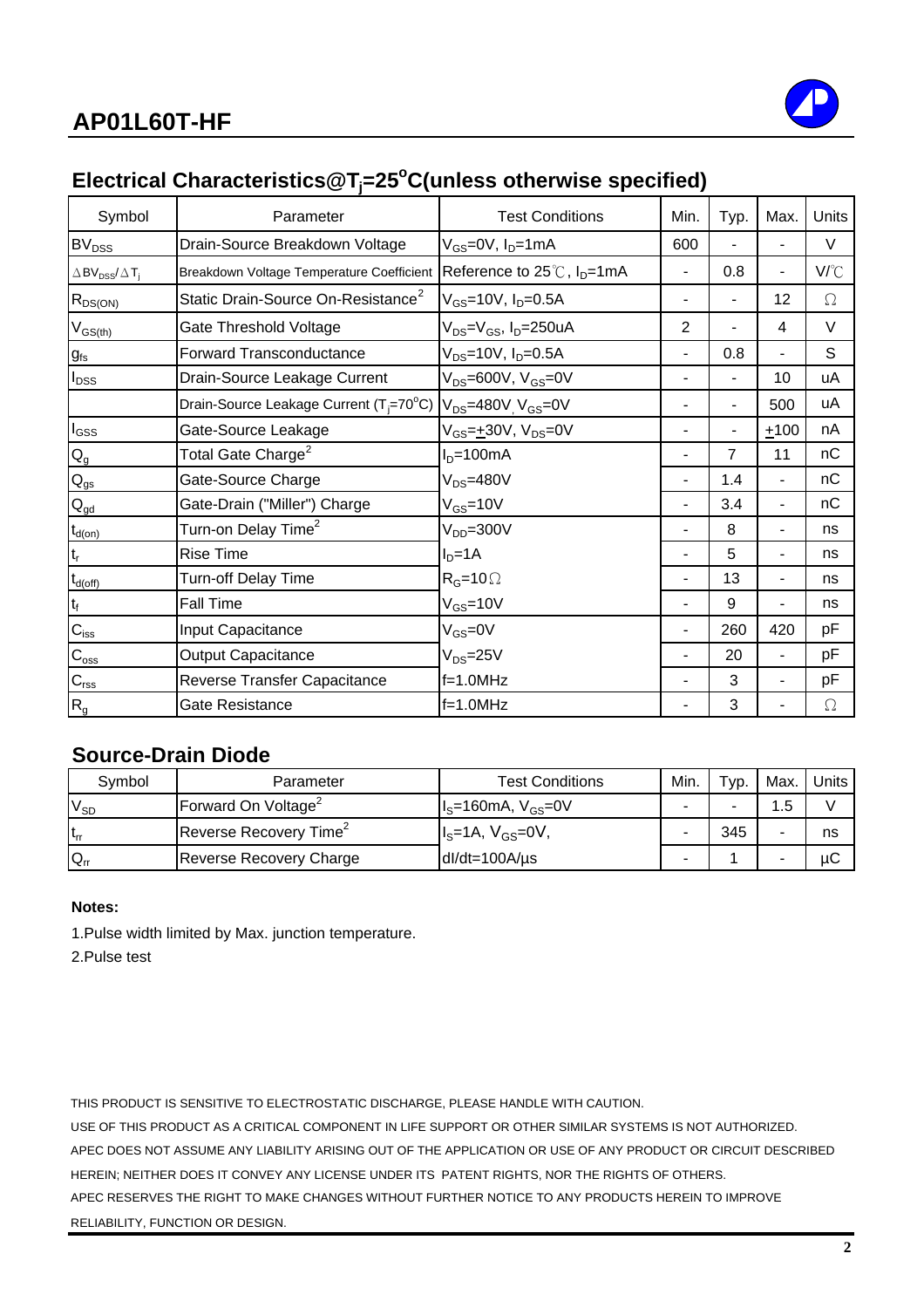## Electrical Characteristics@$T_j$=25°C(unless otherwise specified)

| Symbol | Parameter | Test Conditions | Min. | Typ. | Max. | Units |
|---|---|---|---|---|---|---|
| $BV_{DSS}$ | Drain-Source Breakdown Voltage | $V_{GS}$=0V, $I_D$=1mA | 600 | - | - | V |
| $\Delta BV_{DSS}/\Delta T_j$ | Breakdown Voltage Temperature Coefficient | Reference to 25℃, $I_D$=1mA | - | 0.8 | - | V/℃ |
| $R_{DS(ON)}$ | Static Drain-Source On-Resistance[2] | $V_{GS}$=10V, $I_D$=0.5A | - | - | 12 | Ω |
| $V_{GS(th)}$ | Gate Threshold Voltage | $V_{DS}$=$V_{GS}$, $I_D$=250uA | 2 | - | 4 | V |
| $g_{fs}$ | Forward Transconductance | $V_{DS}$=10V, $I_D$=0.5A | - | 0.8 | - | S |
| $I_{DSS}$ | Drain-Source Leakage Current | $V_{DS}$=600V, $V_{GS}$=0V | - | - | 10 | uA |
| | Drain-Source Leakage Current ($T_j$=70°C) | $V_{DS}$=480V, $V_{GS}$=0V | - | - | 500 | uA |
| $I_{GSS}$ | Gate-Source Leakage | $V_{GS}$=±30V, $V_{DS}$=0V | - | - | ±100 | nA |
| $Q_g$ | Total Gate Charge[2] | $I_D$=100mA | - | 7 | 11 | nC |
| $Q_{gs}$ | Gate-Source Charge | $V_{DS}$=480V | - | 1.4 | - | nC |
| $Q_{gd}$ | Gate-Drain ("Miller") Charge | $V_{GS}$=10V | - | 3.4 | - | nC |
| $t_{d(on)}$ | Turn-on Delay Time[2] | $V_{DD}$=300V | - | 8 | - | ns |
| $t_r$ | Rise Time | $I_D$=1A | - | 5 | - | ns |
| $t_{d(off)}$ | Turn-off Delay Time | $R_G$=10Ω | - | 13 | - | ns |
| $t_f$ | Fall Time | $V_{GS}$=10V | - | 9 | - | ns |
| $C_{iss}$ | Input Capacitance | $V_{GS}$=0V | - | 260 | 420 | pF |
| $C_{oss}$ | Output Capacitance | $V_{DS}$=25V | - | 20 | - | pF |
| $C_{rss}$ | Reverse Transfer Capacitance | f=1.0MHz | - | 3 | - | pF |
| $R_g$ | Gate Resistance | f=1.0MHz | - | 3 | - | Ω |

## Source-Drain Diode

| Symbol | Parameter | Test Conditions | Min. | Typ. | Max. | Units |
|---|---|---|---|---|---|---|
| $V_{SD}$ | Forward On Voltage[2] | $I_S$=160mA, $V_{GS}$=0V | - | - | 1.5 | V |
| $t_{rr}$ | Reverse Recovery Time[2] | $I_S$=1A, $V_{GS}$=0V, | - | 345 | - | ns |
| $Q_{rr}$ | Reverse Recovery Charge | dI/dt=100A/µs | - | 1 | - | µC |

**Notes:**

1.Pulse width limited by Max. junction temperature.

2.Pulse test

THIS PRODUCT IS SENSITIVE TO ELECTROSTATIC DISCHARGE, PLEASE HANDLE WITH CAUTION.

USE OF THIS PRODUCT AS A CRITICAL COMPONENT IN LIFE SUPPORT OR OTHER SIMILAR SYSTEMS IS NOT AUTHORIZED.

APEC DOES NOT ASSUME ANY LIABILITY ARISING OUT OF THE APPLICATION OR USE OF ANY PRODUCT OR CIRCUIT DESCRIBED HEREIN; NEITHER DOES IT CONVEY ANY LICENSE UNDER ITS PATENT RIGHTS, NOR THE RIGHTS OF OTHERS.

APEC RESERVES THE RIGHT TO MAKE CHANGES WITHOUT FURTHER NOTICE TO ANY PRODUCTS HEREIN TO IMPROVE RELIABILITY, FUNCTION OR DESIGN.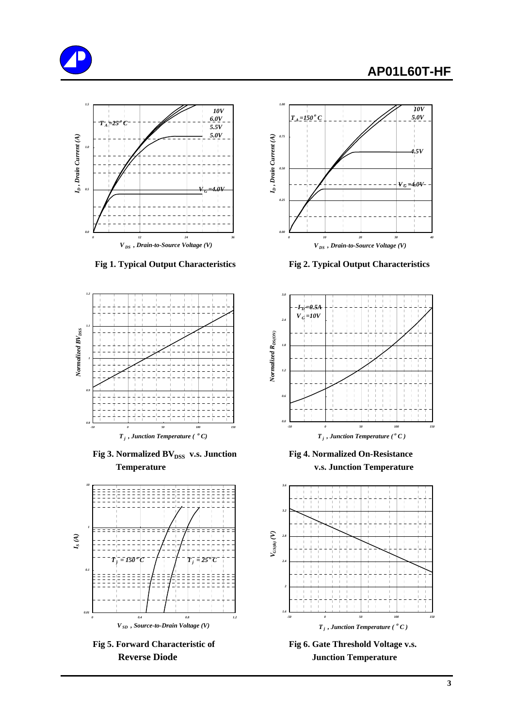Fig 1. Typical Output Characteristics

Fig 2. Typical Output Characteristics

Fig 3. Normalized $BV_{DSS}$ v.s. Junction Temperature

Fig 4. Normalized On-Resistance v.s. Junction Temperature

Fig 5. Forward Characteristic of Reverse Diode

Fig 6. Gate Threshold Voltage v.s. Junction Temperature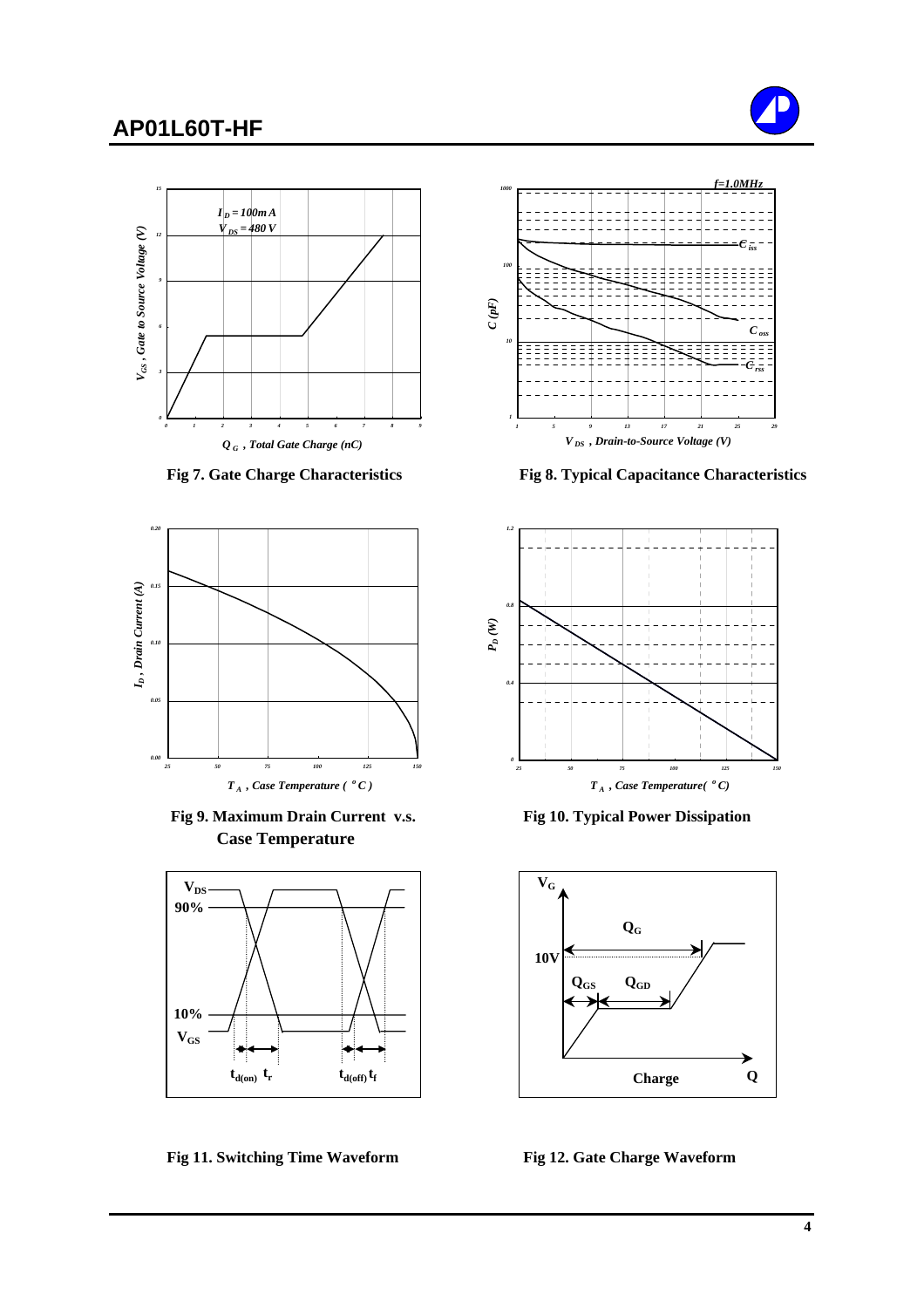Fig 7. Gate Charge Characteristics

Fig 8. Typical Capacitance Characteristics

Fig 9. Maximum Drain Current v.s. Case Temperature

Fig 10. Typical Power Dissipation

Fig 11. Switching Time Waveform

Fig 12. Gate Charge Waveform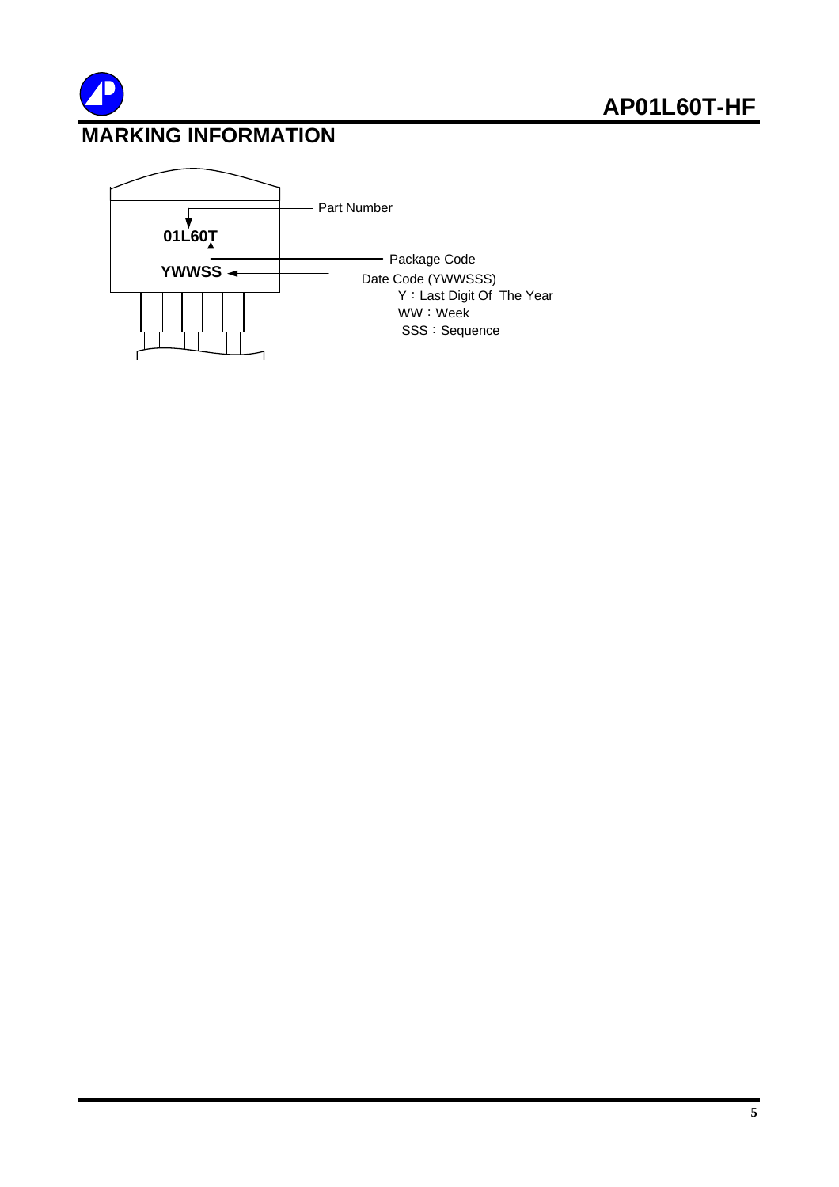## MARKING INFORMATION

**01L60T**

**YWWSS**

Part Number

Package Code

Date Code (YWWSSS)

Y：Last Digit Of The Year

WW：Week

SSS：Sequence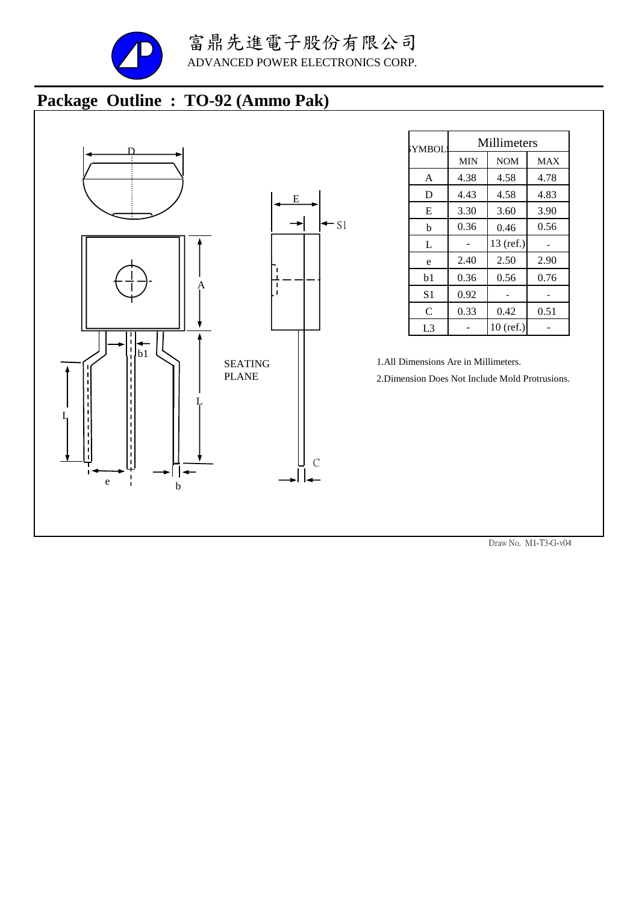富鼎先進電子股份有限公司

ADVANCED POWER ELECTRONICS CORP.

## Package Outline : TO-92 (Ammo Pak)

| SYMBOLS | Millimeters | | |
|---|---|---|---|
| | MIN | NOM | MAX |
| A | 4.38 | 4.58 | 4.78 |
| D | 4.43 | 4.58 | 4.83 |
| E | 3.30 | 3.60 | 3.90 |
| b | 0.36 | 0.46 | 0.56 |
| L | - | 13 (ref.) | - |
| e | 2.40 | 2.50 | 2.90 |
| b1 | 0.36 | 0.56 | 0.76 |
| S1 | 0.92 | - | - |
| C | 0.33 | 0.42 | 0.51 |
| L3 | - | 10 (ref.) | - |

1.All Dimensions Are in Millimeters.

2.Dimension Does Not Include Mold Protrusions.

Draw No. M1-T3-G-v04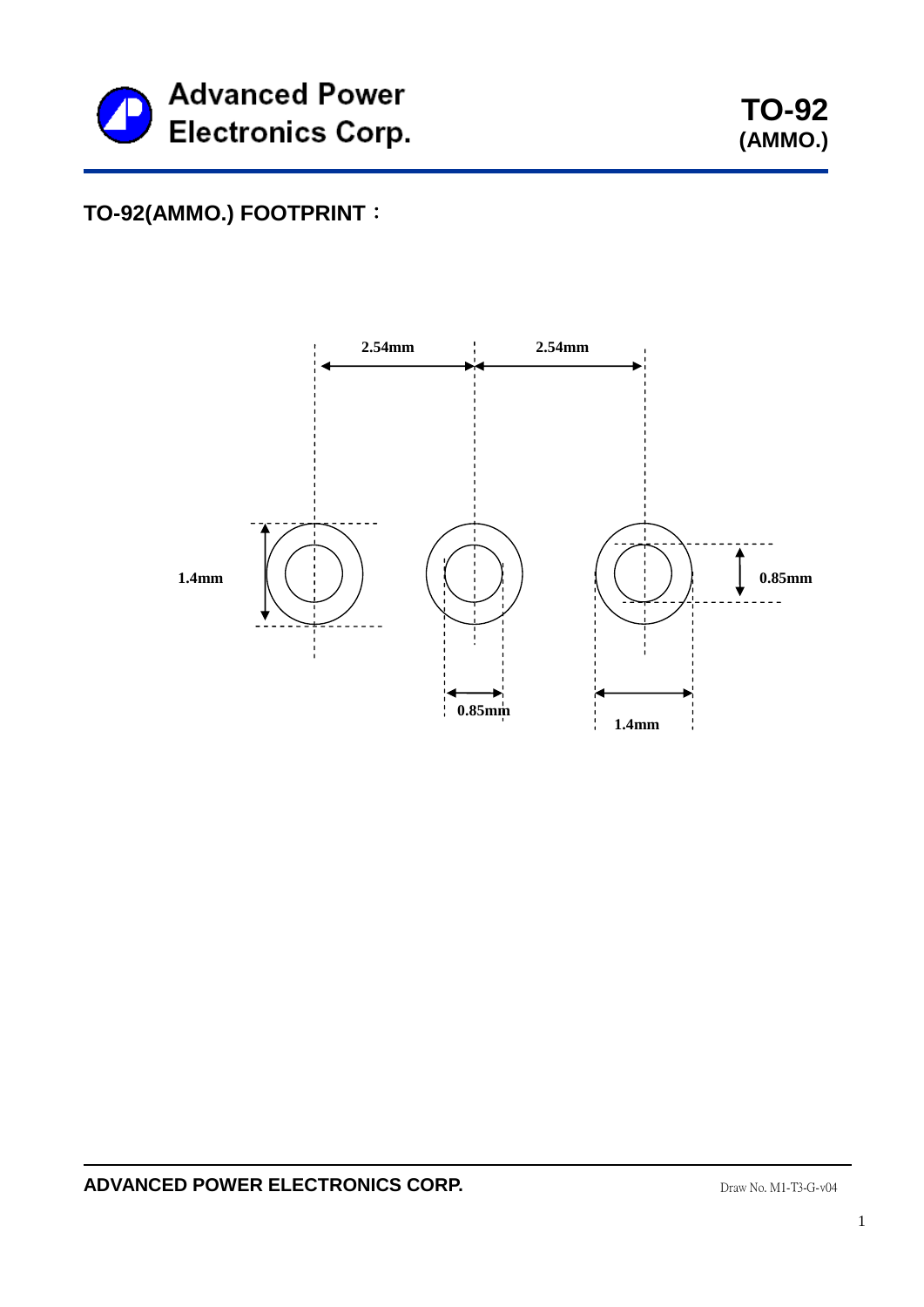## TO-92(AMMO.) FOOTPRINT：

2.54mm

2.54mm

1.4mm

0.85mm

0.85mm

1.4mm

Draw No. M1-T3-G-v04